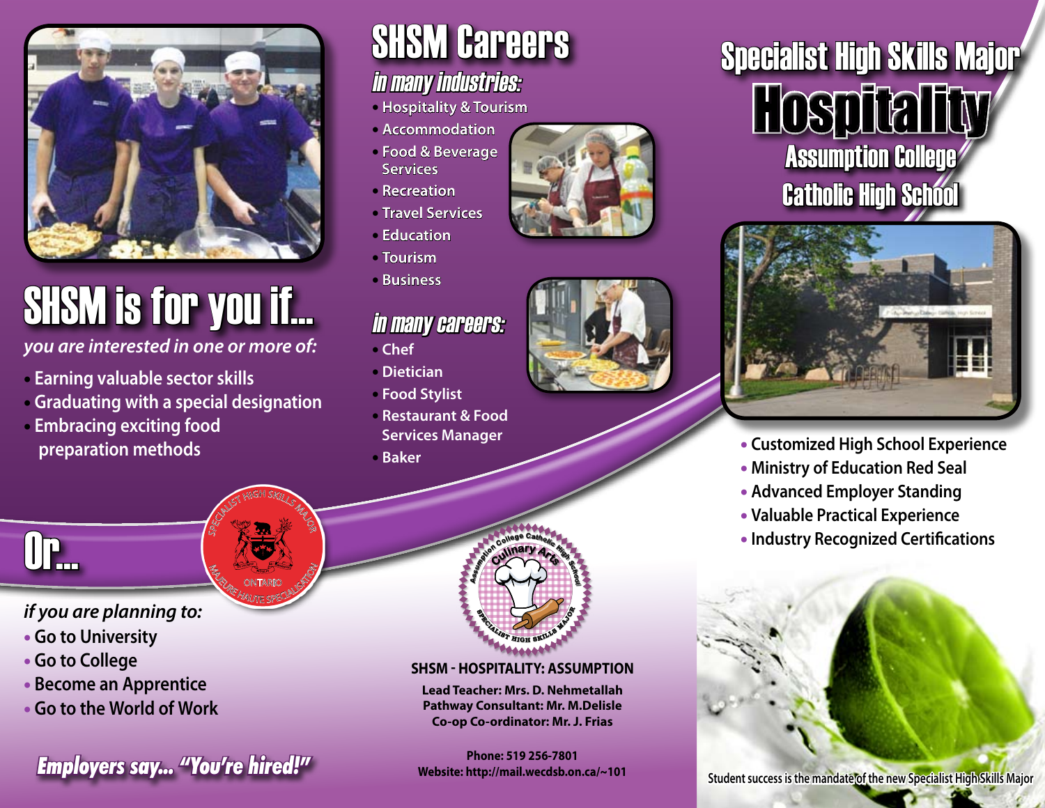# Specialist High Skills Major

# Hospitality

## Assumption College Catholic High School

- Customized High School Experience
- Ministry of Education Red Seal
- Advanced Employer Standing
- Valuable Practical Experience
- Industry Recognized Certifications

Student success is the mandate of the new Specialist High Skills Major

## SHSM is for you if...

*you are interested in one or more of:*

- Earning valuable sector skills
- Graduating with a special designation
- Embracing exciting food preparation methods

## Or...

*if you are planning to:*

- Go to University
- Go to College
- Become an Apprentice
- Go to the World of Work

***Employers say... "You're hired!"***

## SHSM Careers

### *in many industries:*

- Hospitality & Tourism
- Accommodation
- Food & Beverage Services
- Recreation
- Travel Services
- Education
- Tourism
- Business

### *in many careers:*

- Chef
- Dietician
- Food Stylist
- Restaurant & Food Services Manager
- Baker

Assumption College Catholic High School — Culinary Arts — Specialist High Skills Major

**SHSM - HOSPITALITY: ASSUMPTION**

**Lead Teacher: Mrs. D. Nehmetallah**
**Pathway Consultant: Mr. M.Delisle**
**Co-op Co-ordinator: Mr. J. Frias**

**Phone: 519 256-7801**
**Website: http://mail.wecdsb.on.ca/~101**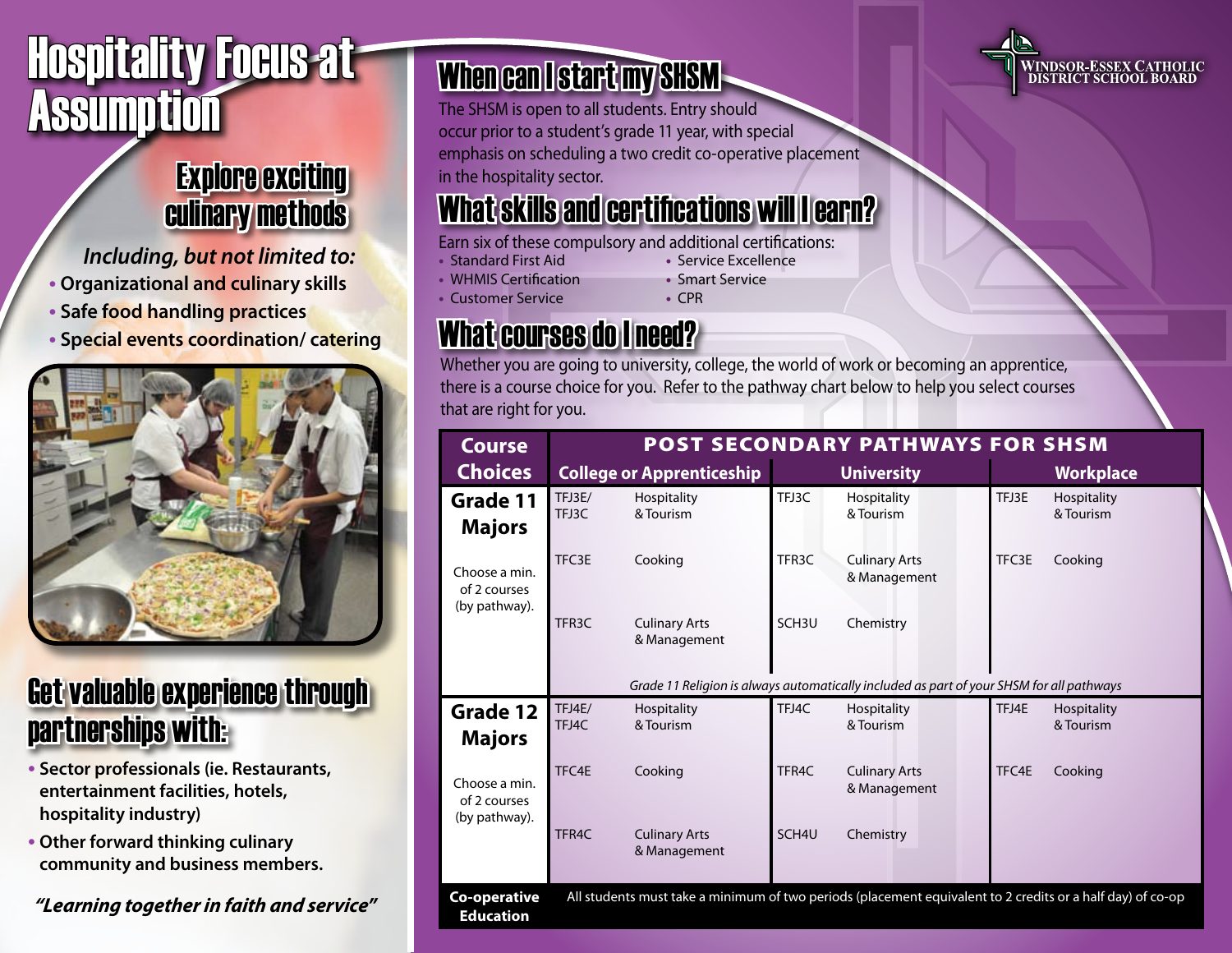# Hospitality Focus at Assumption

## Explore exciting culinary methods

*Including, but not limited to:*

- **Organizational and culinary skills**
- **Safe food handling practices**
- **Special events coordination/ catering**

## Get valuable experience through partnerships with:

- **Sector professionals (ie. Restaurants, entertainment facilities, hotels, hospitality industry)**
- **Other forward thinking culinary community and business members.**

***"Learning together in faith and service"***

WINDSOR-ESSEX CATHOLIC DISTRICT SCHOOL BOARD

## When can I start my SHSM

The SHSM is open to all students. Entry should occur prior to a student's grade 11 year, with special emphasis on scheduling a two credit co-operative placement in the hospitality sector.

## What skills and certifications will I earn?

Earn six of these compulsory and additional certifications:

- Standard First Aid
- WHMIS Certification
- Customer Service
- Service Excellence
- Smart Service
- CPR

## What courses do I need?

Whether you are going to university, college, the world of work or becoming an apprentice, there is a course choice for you. Refer to the pathway chart below to help you select courses that are right for you.

| Course Choices | POST SECONDARY PATHWAYS FOR SHSM | | | | | |
|---|---|---|---|---|---|---|
| | College or Apprenticeship | | University | | Workplace | |
| **Grade 11 Majors** Choose a min. of 2 courses (by pathway). | TFJ3E/ TFJ3C | Hospitality & Tourism | TFJ3C | Hospitality & Tourism | TFJ3E | Hospitality & Tourism |
| | TFC3E | Cooking | TFR3C | Culinary Arts & Management | TFC3E | Cooking |
| | TFR3C | Culinary Arts & Management | SCH3U | Chemistry | | |
| | *Grade 11 Religion is always automatically included as part of your SHSM for all pathways* | | | | | |
| **Grade 12 Majors** Choose a min. of 2 courses (by pathway). | TFJ4E/ TFJ4C | Hospitality & Tourism | TFJ4C | Hospitality & Tourism | TFJ4E | Hospitality & Tourism |
| | TFC4E | Cooking | TFR4C | Culinary Arts & Management | TFC4E | Cooking |
| | TFR4C | Culinary Arts & Management | SCH4U | Chemistry | | |
| **Co-operative Education** | All students must take a minimum of two periods (placement equivalent to 2 credits or a half day) of co-op | | | | | |